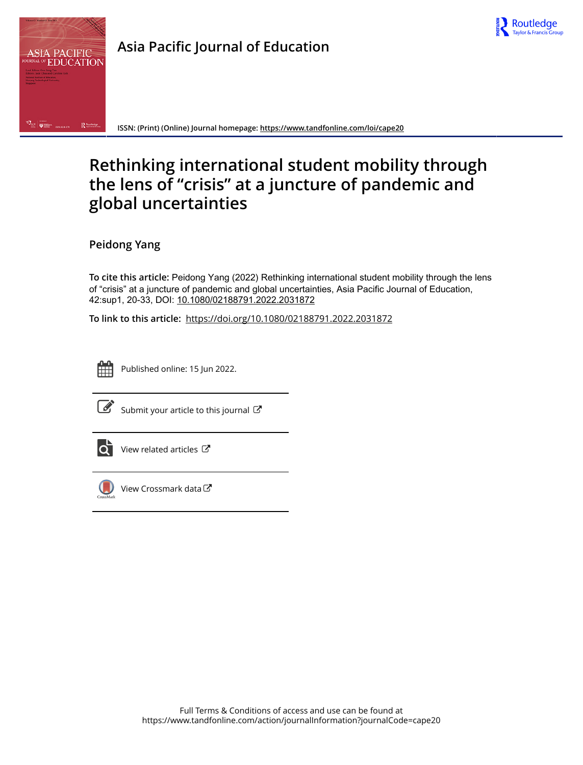Asia Pacific Journal of Education

ISSN: (Print) (Online) Journal homepage: https://www.tandfonline.com/loi/cape20

# Rethinking international student mobility through the lens of “crisis” at a juncture of pandemic and global uncertainties

**Peidong Yang**

**To cite this article:** Peidong Yang (2022) Rethinking international student mobility through the lens of “crisis” at a juncture of pandemic and global uncertainties, Asia Pacific Journal of Education, 42:sup1, 20-33, DOI: 10.1080/02188791.2022.2031872

**To link to this article:** https://doi.org/10.1080/02188791.2022.2031872

Published online: 15 Jun 2022.

Submit your article to this journal

View related articles

View Crossmark data

Full Terms & Conditions of access and use can be found at
https://www.tandfonline.com/action/journalInformation?journalCode=cape20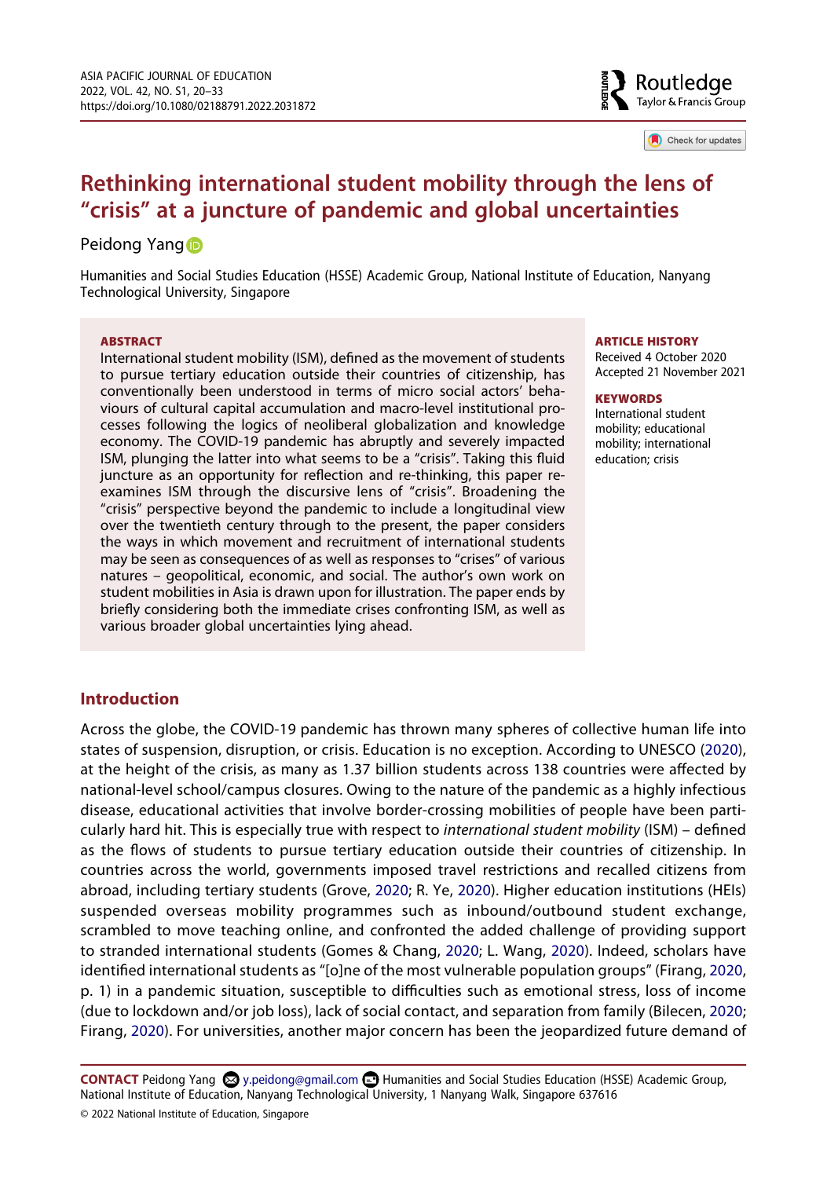# Rethinking international student mobility through the lens of "crisis" at a juncture of pandemic and global uncertainties

Peidong Yang

Humanities and Social Studies Education (HSSE) Academic Group, National Institute of Education, Nanyang Technological University, Singapore

### ABSTRACT

International student mobility (ISM), defined as the movement of students to pursue tertiary education outside their countries of citizenship, has conventionally been understood in terms of micro social actors' behaviours of cultural capital accumulation and macro-level institutional processes following the logics of neoliberal globalization and knowledge economy. The COVID-19 pandemic has abruptly and severely impacted ISM, plunging the latter into what seems to be a "crisis". Taking this fluid juncture as an opportunity for reflection and re-thinking, this paper re-examines ISM through the discursive lens of "crisis". Broadening the "crisis" perspective beyond the pandemic to include a longitudinal view over the twentieth century through to the present, the paper considers the ways in which movement and recruitment of international students may be seen as consequences of as well as responses to "crises" of various natures – geopolitical, economic, and social. The author's own work on student mobilities in Asia is drawn upon for illustration. The paper ends by briefly considering both the immediate crises confronting ISM, as well as various broader global uncertainties lying ahead.

### ARTICLE HISTORY

Received 4 October 2020
Accepted 21 November 2021

### KEYWORDS

International student mobility; educational mobility; international education; crisis

## Introduction

Across the globe, the COVID-19 pandemic has thrown many spheres of collective human life into states of suspension, disruption, or crisis. Education is no exception. According to UNESCO (2020), at the height of the crisis, as many as 1.37 billion students across 138 countries were affected by national-level school/campus closures. Owing to the nature of the pandemic as a highly infectious disease, educational activities that involve border-crossing mobilities of people have been particularly hard hit. This is especially true with respect to *international student mobility* (ISM) – defined as the flows of students to pursue tertiary education outside their countries of citizenship. In countries across the world, governments imposed travel restrictions and recalled citizens from abroad, including tertiary students (Grove, 2020; R. Ye, 2020). Higher education institutions (HEIs) suspended overseas mobility programmes such as inbound/outbound student exchange, scrambled to move teaching online, and confronted the added challenge of providing support to stranded international students (Gomes & Chang, 2020; L. Wang, 2020). Indeed, scholars have identified international students as "[o]ne of the most vulnerable population groups" (Firang, 2020, p. 1) in a pandemic situation, susceptible to difficulties such as emotional stress, loss of income (due to lockdown and/or job loss), lack of social contact, and separation from family (Bilecen, 2020; Firang, 2020). For universities, another major concern has been the jeopardized future demand of

**CONTACT** Peidong Yang y.peidong@gmail.com Humanities and Social Studies Education (HSSE) Academic Group, National Institute of Education, Nanyang Technological University, 1 Nanyang Walk, Singapore 637616

© 2022 National Institute of Education, Singapore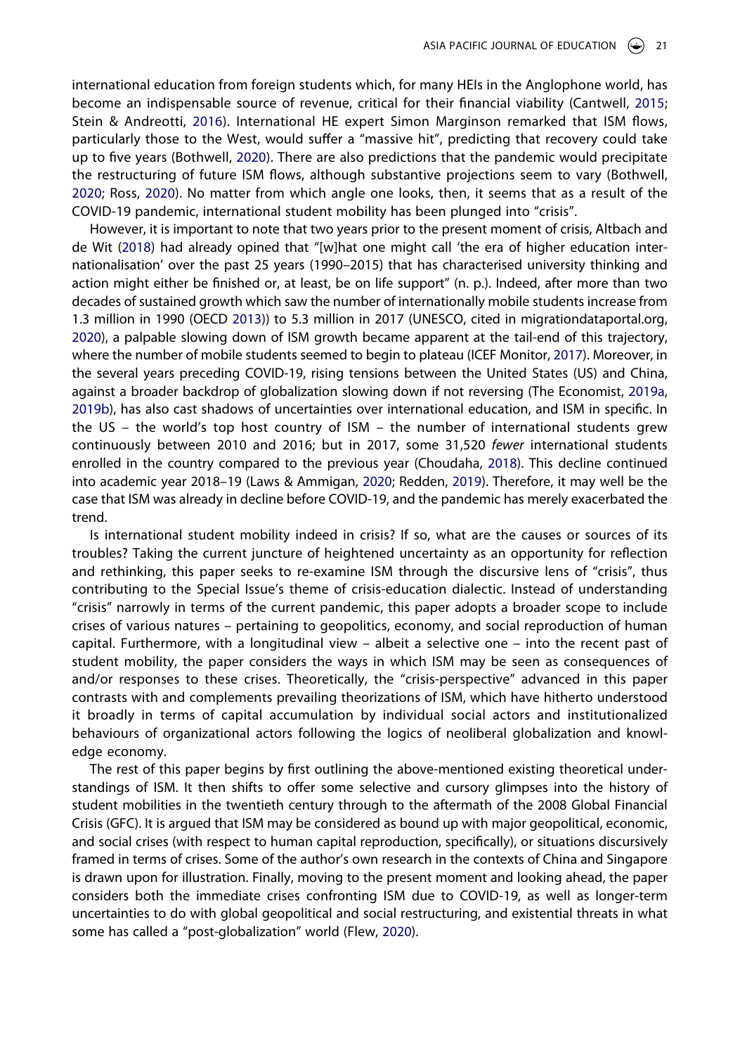international education from foreign students which, for many HEIs in the Anglophone world, has become an indispensable source of revenue, critical for their financial viability (Cantwell, 2015; Stein & Andreotti, 2016). International HE expert Simon Marginson remarked that ISM flows, particularly those to the West, would suffer a "massive hit", predicting that recovery could take up to five years (Bothwell, 2020). There are also predictions that the pandemic would precipitate the restructuring of future ISM flows, although substantive projections seem to vary (Bothwell, 2020; Ross, 2020). No matter from which angle one looks, then, it seems that as a result of the COVID-19 pandemic, international student mobility has been plunged into "crisis".

However, it is important to note that two years prior to the present moment of crisis, Altbach and de Wit (2018) had already opined that "[w]hat one might call 'the era of higher education internationalisation' over the past 25 years (1990–2015) that has characterised university thinking and action might either be finished or, at least, be on life support" (n. p.). Indeed, after more than two decades of sustained growth which saw the number of internationally mobile students increase from 1.3 million in 1990 (OECD 2013)) to 5.3 million in 2017 (UNESCO, cited in migrationdataportal.org, 2020), a palpable slowing down of ISM growth became apparent at the tail-end of this trajectory, where the number of mobile students seemed to begin to plateau (ICEF Monitor, 2017). Moreover, in the several years preceding COVID-19, rising tensions between the United States (US) and China, against a broader backdrop of globalization slowing down if not reversing (The Economist, 2019a, 2019b), has also cast shadows of uncertainties over international education, and ISM in specific. In the US – the world's top host country of ISM – the number of international students grew continuously between 2010 and 2016; but in 2017, some 31,520 *fewer* international students enrolled in the country compared to the previous year (Choudaha, 2018). This decline continued into academic year 2018–19 (Laws & Ammigan, 2020; Redden, 2019). Therefore, it may well be the case that ISM was already in decline before COVID-19, and the pandemic has merely exacerbated the trend.

Is international student mobility indeed in crisis? If so, what are the causes or sources of its troubles? Taking the current juncture of heightened uncertainty as an opportunity for reflection and rethinking, this paper seeks to re-examine ISM through the discursive lens of "crisis", thus contributing to the Special Issue's theme of crisis-education dialectic. Instead of understanding "crisis" narrowly in terms of the current pandemic, this paper adopts a broader scope to include crises of various natures – pertaining to geopolitics, economy, and social reproduction of human capital. Furthermore, with a longitudinal view – albeit a selective one – into the recent past of student mobility, the paper considers the ways in which ISM may be seen as consequences of and/or responses to these crises. Theoretically, the "crisis-perspective" advanced in this paper contrasts with and complements prevailing theorizations of ISM, which have hitherto understood it broadly in terms of capital accumulation by individual social actors and institutionalized behaviours of organizational actors following the logics of neoliberal globalization and knowledge economy.

The rest of this paper begins by first outlining the above-mentioned existing theoretical understandings of ISM. It then shifts to offer some selective and cursory glimpses into the history of student mobilities in the twentieth century through to the aftermath of the 2008 Global Financial Crisis (GFC). It is argued that ISM may be considered as bound up with major geopolitical, economic, and social crises (with respect to human capital reproduction, specifically), or situations discursively framed in terms of crises. Some of the author's own research in the contexts of China and Singapore is drawn upon for illustration. Finally, moving to the present moment and looking ahead, the paper considers both the immediate crises confronting ISM due to COVID-19, as well as longer-term uncertainties to do with global geopolitical and social restructuring, and existential threats in what some has called a "post-globalization" world (Flew, 2020).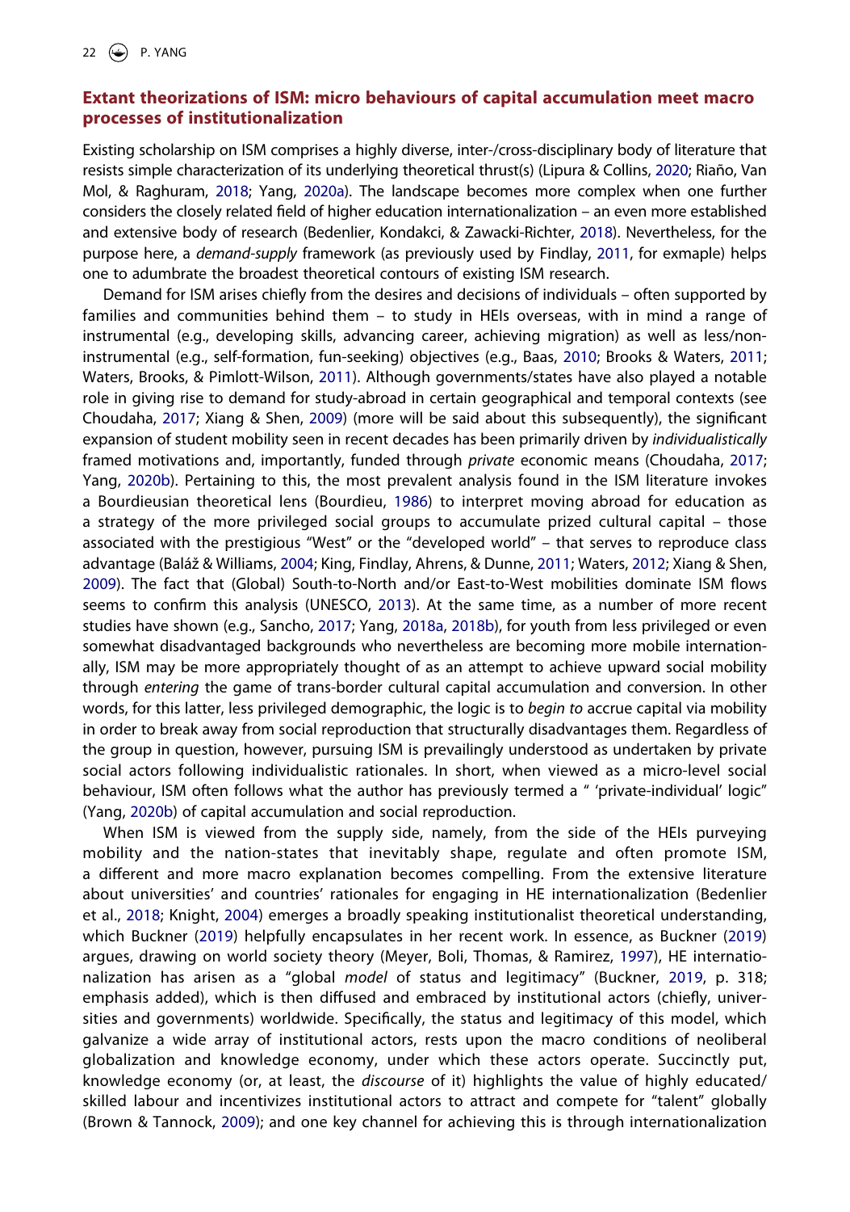## Extant theorizations of ISM: micro behaviours of capital accumulation meet macro processes of institutionalization

Existing scholarship on ISM comprises a highly diverse, inter-/cross-disciplinary body of literature that resists simple characterization of its underlying theoretical thrust(s) (Lipura & Collins, 2020; Riaño, Van Mol, & Raghuram, 2018; Yang, 2020a). The landscape becomes more complex when one further considers the closely related field of higher education internationalization – an even more established and extensive body of research (Bedenlier, Kondakci, & Zawacki-Richter, 2018). Nevertheless, for the purpose here, a *demand-supply* framework (as previously used by Findlay, 2011, for exmaple) helps one to adumbrate the broadest theoretical contours of existing ISM research.

Demand for ISM arises chiefly from the desires and decisions of individuals – often supported by families and communities behind them – to study in HEIs overseas, with in mind a range of instrumental (e.g., developing skills, advancing career, achieving migration) as well as less/non-instrumental (e.g., self-formation, fun-seeking) objectives (e.g., Baas, 2010; Brooks & Waters, 2011; Waters, Brooks, & Pimlott-Wilson, 2011). Although governments/states have also played a notable role in giving rise to demand for study-abroad in certain geographical and temporal contexts (see Choudaha, 2017; Xiang & Shen, 2009) (more will be said about this subsequently), the significant expansion of student mobility seen in recent decades has been primarily driven by *individualistically* framed motivations and, importantly, funded through *private* economic means (Choudaha, 2017; Yang, 2020b). Pertaining to this, the most prevalent analysis found in the ISM literature invokes a Bourdieusian theoretical lens (Bourdieu, 1986) to interpret moving abroad for education as a strategy of the more privileged social groups to accumulate prized cultural capital – those associated with the prestigious "West" or the "developed world" – that serves to reproduce class advantage (Baláž & Williams, 2004; King, Findlay, Ahrens, & Dunne, 2011; Waters, 2012; Xiang & Shen, 2009). The fact that (Global) South-to-North and/or East-to-West mobilities dominate ISM flows seems to confirm this analysis (UNESCO, 2013). At the same time, as a number of more recent studies have shown (e.g., Sancho, 2017; Yang, 2018a, 2018b), for youth from less privileged or even somewhat disadvantaged backgrounds who nevertheless are becoming more mobile internationally, ISM may be more appropriately thought of as an attempt to achieve upward social mobility through *entering* the game of trans-border cultural capital accumulation and conversion. In other words, for this latter, less privileged demographic, the logic is to *begin to* accrue capital via mobility in order to break away from social reproduction that structurally disadvantages them. Regardless of the group in question, however, pursuing ISM is prevailingly understood as undertaken by private social actors following individualistic rationales. In short, when viewed as a micro-level social behaviour, ISM often follows what the author has previously termed a " 'private-individual' logic" (Yang, 2020b) of capital accumulation and social reproduction.

When ISM is viewed from the supply side, namely, from the side of the HEIs purveying mobility and the nation-states that inevitably shape, regulate and often promote ISM, a different and more macro explanation becomes compelling. From the extensive literature about universities' and countries' rationales for engaging in HE internationalization (Bedenlier et al., 2018; Knight, 2004) emerges a broadly speaking institutionalist theoretical understanding, which Buckner (2019) helpfully encapsulates in her recent work. In essence, as Buckner (2019) argues, drawing on world society theory (Meyer, Boli, Thomas, & Ramirez, 1997), HE internationalization has arisen as a "global *model* of status and legitimacy" (Buckner, 2019, p. 318; emphasis added), which is then diffused and embraced by institutional actors (chiefly, universities and governments) worldwide. Specifically, the status and legitimacy of this model, which galvanize a wide array of institutional actors, rests upon the macro conditions of neoliberal globalization and knowledge economy, under which these actors operate. Succinctly put, knowledge economy (or, at least, the *discourse* of it) highlights the value of highly educated/skilled labour and incentivizes institutional actors to attract and compete for "talent" globally (Brown & Tannock, 2009); and one key channel for achieving this is through internationalization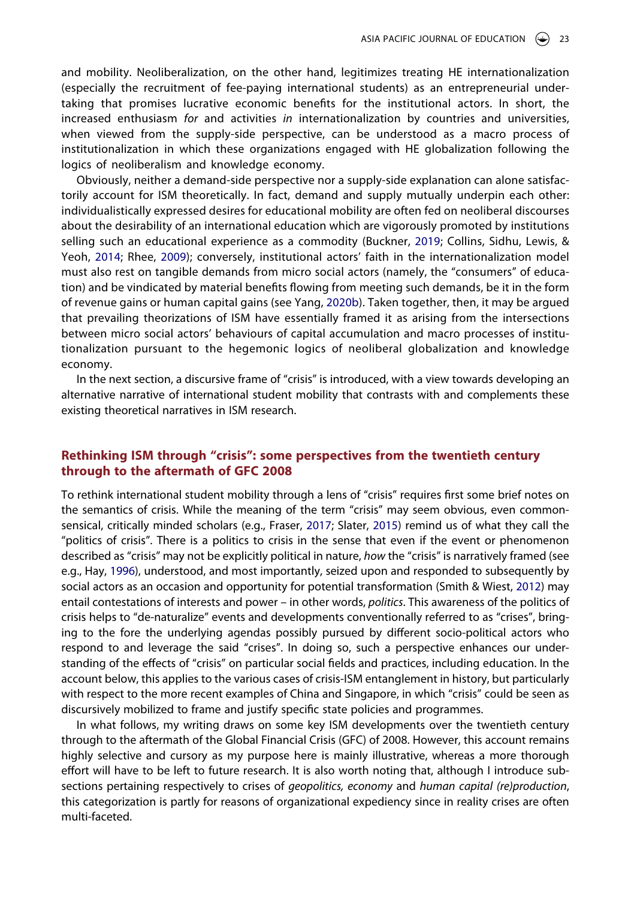and mobility. Neoliberalization, on the other hand, legitimizes treating HE internationalization (especially the recruitment of fee-paying international students) as an entrepreneurial undertaking that promises lucrative economic benefits for the institutional actors. In short, the increased enthusiasm *for* and activities *in* internationalization by countries and universities, when viewed from the supply-side perspective, can be understood as a macro process of institutionalization in which these organizations engaged with HE globalization following the logics of neoliberalism and knowledge economy.

Obviously, neither a demand-side perspective nor a supply-side explanation can alone satisfactorily account for ISM theoretically. In fact, demand and supply mutually underpin each other: individualistically expressed desires for educational mobility are often fed on neoliberal discourses about the desirability of an international education which are vigorously promoted by institutions selling such an educational experience as a commodity (Buckner, 2019; Collins, Sidhu, Lewis, & Yeoh, 2014; Rhee, 2009); conversely, institutional actors' faith in the internationalization model must also rest on tangible demands from micro social actors (namely, the "consumers" of education) and be vindicated by material benefits flowing from meeting such demands, be it in the form of revenue gains or human capital gains (see Yang, 2020b). Taken together, then, it may be argued that prevailing theorizations of ISM have essentially framed it as arising from the intersections between micro social actors' behaviours of capital accumulation and macro processes of institutionalization pursuant to the hegemonic logics of neoliberal globalization and knowledge economy.

In the next section, a discursive frame of "crisis" is introduced, with a view towards developing an alternative narrative of international student mobility that contrasts with and complements these existing theoretical narratives in ISM research.

## Rethinking ISM through "crisis": some perspectives from the twentieth century through to the aftermath of GFC 2008

To rethink international student mobility through a lens of "crisis" requires first some brief notes on the semantics of crisis. While the meaning of the term "crisis" may seem obvious, even common-sensical, critically minded scholars (e.g., Fraser, 2017; Slater, 2015) remind us of what they call the "politics of crisis". There is a politics to crisis in the sense that even if the event or phenomenon described as "crisis" may not be explicitly political in nature, *how* the "crisis" is narratively framed (see e.g., Hay, 1996), understood, and most importantly, seized upon and responded to subsequently by social actors as an occasion and opportunity for potential transformation (Smith & Wiest, 2012) may entail contestations of interests and power – in other words, *politics*. This awareness of the politics of crisis helps to "de-naturalize" events and developments conventionally referred to as "crises", bringing to the fore the underlying agendas possibly pursued by different socio-political actors who respond to and leverage the said "crises". In doing so, such a perspective enhances our understanding of the effects of "crisis" on particular social fields and practices, including education. In the account below, this applies to the various cases of crisis-ISM entanglement in history, but particularly with respect to the more recent examples of China and Singapore, in which "crisis" could be seen as discursively mobilized to frame and justify specific state policies and programmes.

In what follows, my writing draws on some key ISM developments over the twentieth century through to the aftermath of the Global Financial Crisis (GFC) of 2008. However, this account remains highly selective and cursory as my purpose here is mainly illustrative, whereas a more thorough effort will have to be left to future research. It is also worth noting that, although I introduce subsections pertaining respectively to crises of *geopolitics, economy* and *human capital (re)production*, this categorization is partly for reasons of organizational expediency since in reality crises are often multi-faceted.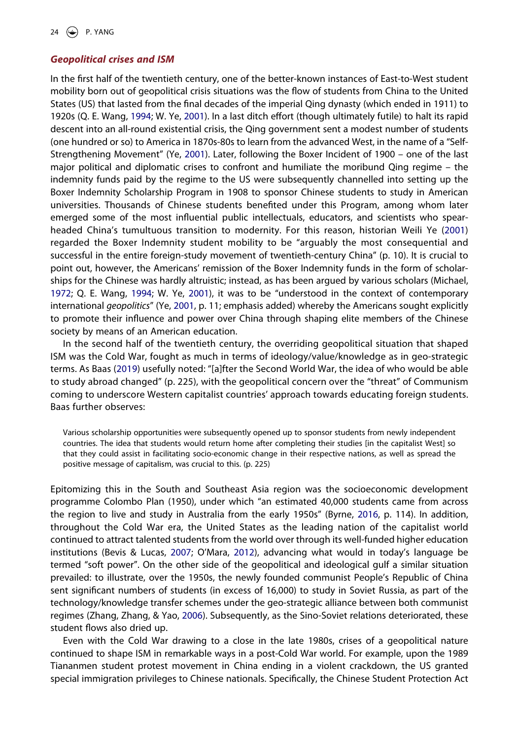### *Geopolitical crises and ISM*

In the first half of the twentieth century, one of the better-known instances of East-to-West student mobility born out of geopolitical crisis situations was the flow of students from China to the United States (US) that lasted from the final decades of the imperial Qing dynasty (which ended in 1911) to 1920s (Q. E. Wang, 1994; W. Ye, 2001). In a last ditch effort (though ultimately futile) to halt its rapid descent into an all-round existential crisis, the Qing government sent a modest number of students (one hundred or so) to America in 1870s-80s to learn from the advanced West, in the name of a "Self-Strengthening Movement" (Ye, 2001). Later, following the Boxer Incident of 1900 – one of the last major political and diplomatic crises to confront and humiliate the moribund Qing regime – the indemnity funds paid by the regime to the US were subsequently channelled into setting up the Boxer Indemnity Scholarship Program in 1908 to sponsor Chinese students to study in American universities. Thousands of Chinese students benefited under this Program, among whom later emerged some of the most influential public intellectuals, educators, and scientists who spearheaded China's tumultuous transition to modernity. For this reason, historian Weili Ye (2001) regarded the Boxer Indemnity student mobility to be "arguably the most consequential and successful in the entire foreign-study movement of twentieth-century China" (p. 10). It is crucial to point out, however, the Americans' remission of the Boxer Indemnity funds in the form of scholarships for the Chinese was hardly altruistic; instead, as has been argued by various scholars (Michael, 1972; Q. E. Wang, 1994; W. Ye, 2001), it was to be "understood in the context of contemporary international *geopolitics*" (Ye, 2001, p. 11; emphasis added) whereby the Americans sought explicitly to promote their influence and power over China through shaping elite members of the Chinese society by means of an American education.

In the second half of the twentieth century, the overriding geopolitical situation that shaped ISM was the Cold War, fought as much in terms of ideology/value/knowledge as in geo-strategic terms. As Baas (2019) usefully noted: "[a]fter the Second World War, the idea of who would be able to study abroad changed" (p. 225), with the geopolitical concern over the "threat" of Communism coming to underscore Western capitalist countries' approach towards educating foreign students. Baas further observes:

> Various scholarship opportunities were subsequently opened up to sponsor students from newly independent countries. The idea that students would return home after completing their studies [in the capitalist West] so that they could assist in facilitating socio-economic change in their respective nations, as well as spread the positive message of capitalism, was crucial to this. (p. 225)

Epitomizing this in the South and Southeast Asia region was the socioeconomic development programme Colombo Plan (1950), under which "an estimated 40,000 students came from across the region to live and study in Australia from the early 1950s" (Byrne, 2016, p. 114). In addition, throughout the Cold War era, the United States as the leading nation of the capitalist world continued to attract talented students from the world over through its well-funded higher education institutions (Bevis & Lucas, 2007; O'Mara, 2012), advancing what would in today's language be termed "soft power". On the other side of the geopolitical and ideological gulf a similar situation prevailed: to illustrate, over the 1950s, the newly founded communist People's Republic of China sent significant numbers of students (in excess of 16,000) to study in Soviet Russia, as part of the technology/knowledge transfer schemes under the geo-strategic alliance between both communist regimes (Zhang, Zhang, & Yao, 2006). Subsequently, as the Sino-Soviet relations deteriorated, these student flows also dried up.

Even with the Cold War drawing to a close in the late 1980s, crises of a geopolitical nature continued to shape ISM in remarkable ways in a post-Cold War world. For example, upon the 1989 Tiananmen student protest movement in China ending in a violent crackdown, the US granted special immigration privileges to Chinese nationals. Specifically, the Chinese Student Protection Act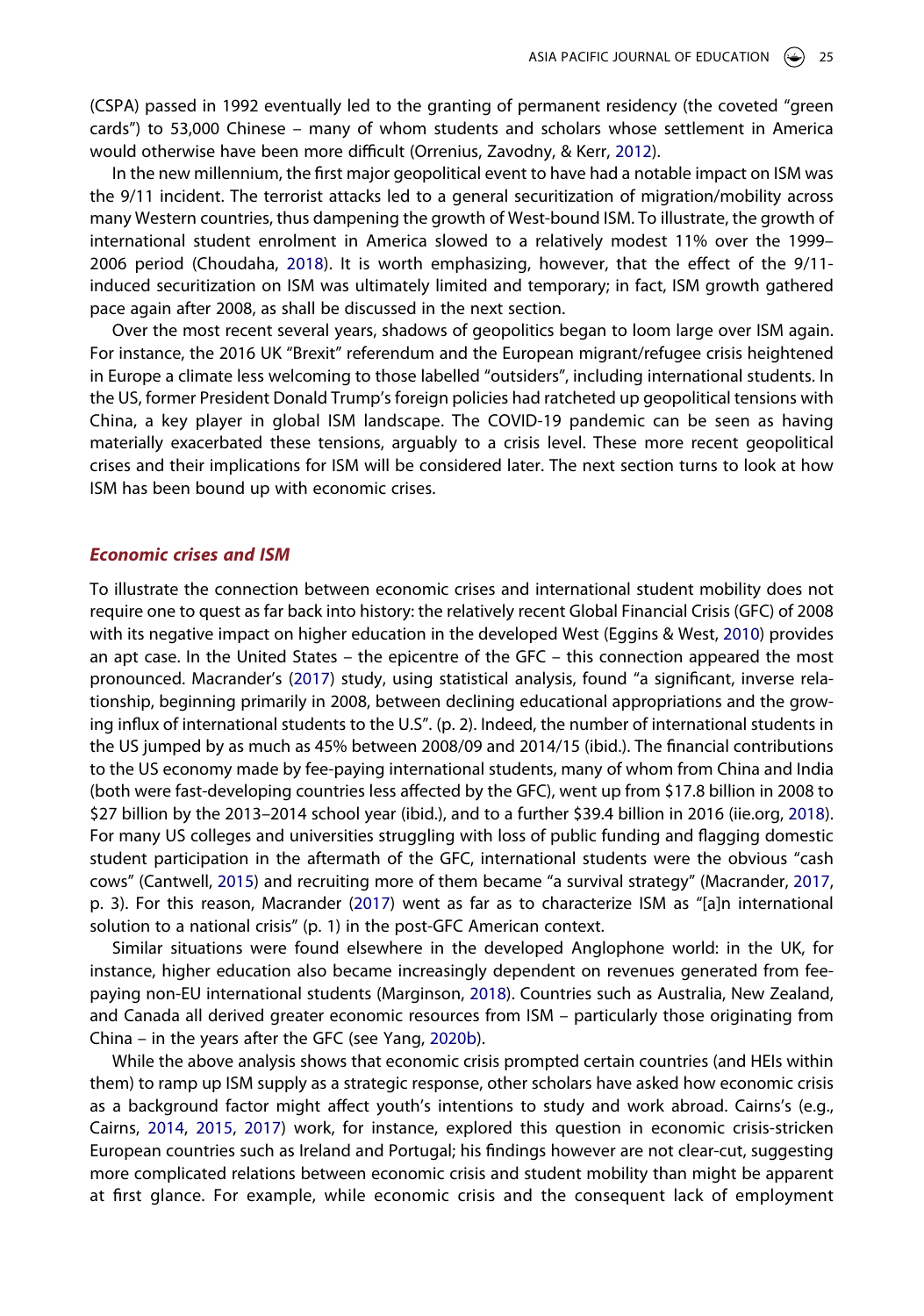(CSPA) passed in 1992 eventually led to the granting of permanent residency (the coveted "green cards") to 53,000 Chinese – many of whom students and scholars whose settlement in America would otherwise have been more difficult (Orrenius, Zavodny, & Kerr, 2012).

In the new millennium, the first major geopolitical event to have had a notable impact on ISM was the 9/11 incident. The terrorist attacks led to a general securitization of migration/mobility across many Western countries, thus dampening the growth of West-bound ISM. To illustrate, the growth of international student enrolment in America slowed to a relatively modest 11% over the 1999–2006 period (Choudaha, 2018). It is worth emphasizing, however, that the effect of the 9/11-induced securitization on ISM was ultimately limited and temporary; in fact, ISM growth gathered pace again after 2008, as shall be discussed in the next section.

Over the most recent several years, shadows of geopolitics began to loom large over ISM again. For instance, the 2016 UK "Brexit" referendum and the European migrant/refugee crisis heightened in Europe a climate less welcoming to those labelled "outsiders", including international students. In the US, former President Donald Trump's foreign policies had ratcheted up geopolitical tensions with China, a key player in global ISM landscape. The COVID-19 pandemic can be seen as having materially exacerbated these tensions, arguably to a crisis level. These more recent geopolitical crises and their implications for ISM will be considered later. The next section turns to look at how ISM has been bound up with economic crises.

### *Economic crises and ISM*

To illustrate the connection between economic crises and international student mobility does not require one to quest as far back into history: the relatively recent Global Financial Crisis (GFC) of 2008 with its negative impact on higher education in the developed West (Eggins & West, 2010) provides an apt case. In the United States – the epicentre of the GFC – this connection appeared the most pronounced. Macrander's (2017) study, using statistical analysis, found "a significant, inverse relationship, beginning primarily in 2008, between declining educational appropriations and the growing influx of international students to the U.S". (p. 2). Indeed, the number of international students in the US jumped by as much as 45% between 2008/09 and 2014/15 (ibid.). The financial contributions to the US economy made by fee-paying international students, many of whom from China and India (both were fast-developing countries less affected by the GFC), went up from $17.8 billion in 2008 to $27 billion by the 2013–2014 school year (ibid.), and to a further $39.4 billion in 2016 (iie.org, 2018). For many US colleges and universities struggling with loss of public funding and flagging domestic student participation in the aftermath of the GFC, international students were the obvious "cash cows" (Cantwell, 2015) and recruiting more of them became "a survival strategy" (Macrander, 2017, p. 3). For this reason, Macrander (2017) went as far as to characterize ISM as "[a]n international solution to a national crisis" (p. 1) in the post-GFC American context.

Similar situations were found elsewhere in the developed Anglophone world: in the UK, for instance, higher education also became increasingly dependent on revenues generated from fee-paying non-EU international students (Marginson, 2018). Countries such as Australia, New Zealand, and Canada all derived greater economic resources from ISM – particularly those originating from China – in the years after the GFC (see Yang, 2020b).

While the above analysis shows that economic crisis prompted certain countries (and HEIs within them) to ramp up ISM supply as a strategic response, other scholars have asked how economic crisis as a background factor might affect youth's intentions to study and work abroad. Cairns's (e.g., Cairns, 2014, 2015, 2017) work, for instance, explored this question in economic crisis-stricken European countries such as Ireland and Portugal; his findings however are not clear-cut, suggesting more complicated relations between economic crisis and student mobility than might be apparent at first glance. For example, while economic crisis and the consequent lack of employment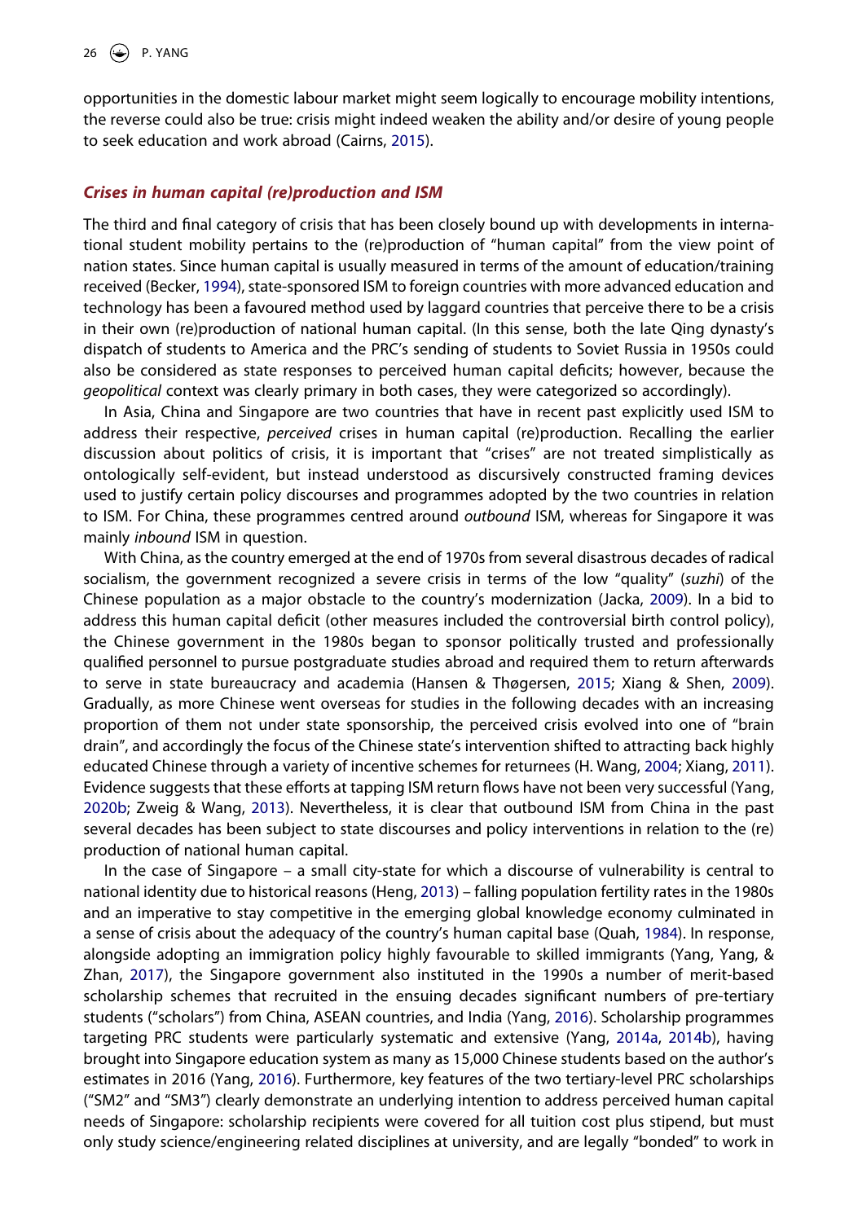opportunities in the domestic labour market might seem logically to encourage mobility intentions, the reverse could also be true: crisis might indeed weaken the ability and/or desire of young people to seek education and work abroad (Cairns, 2015).

### *Crises in human capital (re)production and ISM*

The third and final category of crisis that has been closely bound up with developments in international student mobility pertains to the (re)production of "human capital" from the view point of nation states. Since human capital is usually measured in terms of the amount of education/training received (Becker, 1994), state-sponsored ISM to foreign countries with more advanced education and technology has been a favoured method used by laggard countries that perceive there to be a crisis in their own (re)production of national human capital. (In this sense, both the late Qing dynasty's dispatch of students to America and the PRC's sending of students to Soviet Russia in 1950s could also be considered as state responses to perceived human capital deficits; however, because the *geopolitical* context was clearly primary in both cases, they were categorized so accordingly).

In Asia, China and Singapore are two countries that have in recent past explicitly used ISM to address their respective, *perceived* crises in human capital (re)production. Recalling the earlier discussion about politics of crisis, it is important that "crises" are not treated simplistically as ontologically self-evident, but instead understood as discursively constructed framing devices used to justify certain policy discourses and programmes adopted by the two countries in relation to ISM. For China, these programmes centred around *outbound* ISM, whereas for Singapore it was mainly *inbound* ISM in question.

With China, as the country emerged at the end of 1970s from several disastrous decades of radical socialism, the government recognized a severe crisis in terms of the low "quality" (*suzhi*) of the Chinese population as a major obstacle to the country's modernization (Jacka, 2009). In a bid to address this human capital deficit (other measures included the controversial birth control policy), the Chinese government in the 1980s began to sponsor politically trusted and professionally qualified personnel to pursue postgraduate studies abroad and required them to return afterwards to serve in state bureaucracy and academia (Hansen & Thøgersen, 2015; Xiang & Shen, 2009). Gradually, as more Chinese went overseas for studies in the following decades with an increasing proportion of them not under state sponsorship, the perceived crisis evolved into one of "brain drain", and accordingly the focus of the Chinese state's intervention shifted to attracting back highly educated Chinese through a variety of incentive schemes for returnees (H. Wang, 2004; Xiang, 2011). Evidence suggests that these efforts at tapping ISM return flows have not been very successful (Yang, 2020b; Zweig & Wang, 2013). Nevertheless, it is clear that outbound ISM from China in the past several decades has been subject to state discourses and policy interventions in relation to the (re) production of national human capital.

In the case of Singapore – a small city-state for which a discourse of vulnerability is central to national identity due to historical reasons (Heng, 2013) – falling population fertility rates in the 1980s and an imperative to stay competitive in the emerging global knowledge economy culminated in a sense of crisis about the adequacy of the country's human capital base (Quah, 1984). In response, alongside adopting an immigration policy highly favourable to skilled immigrants (Yang, Yang, & Zhan, 2017), the Singapore government also instituted in the 1990s a number of merit-based scholarship schemes that recruited in the ensuing decades significant numbers of pre-tertiary students ("scholars") from China, ASEAN countries, and India (Yang, 2016). Scholarship programmes targeting PRC students were particularly systematic and extensive (Yang, 2014a, 2014b), having brought into Singapore education system as many as 15,000 Chinese students based on the author's estimates in 2016 (Yang, 2016). Furthermore, key features of the two tertiary-level PRC scholarships ("SM2" and "SM3") clearly demonstrate an underlying intention to address perceived human capital needs of Singapore: scholarship recipients were covered for all tuition cost plus stipend, but must only study science/engineering related disciplines at university, and are legally "bonded" to work in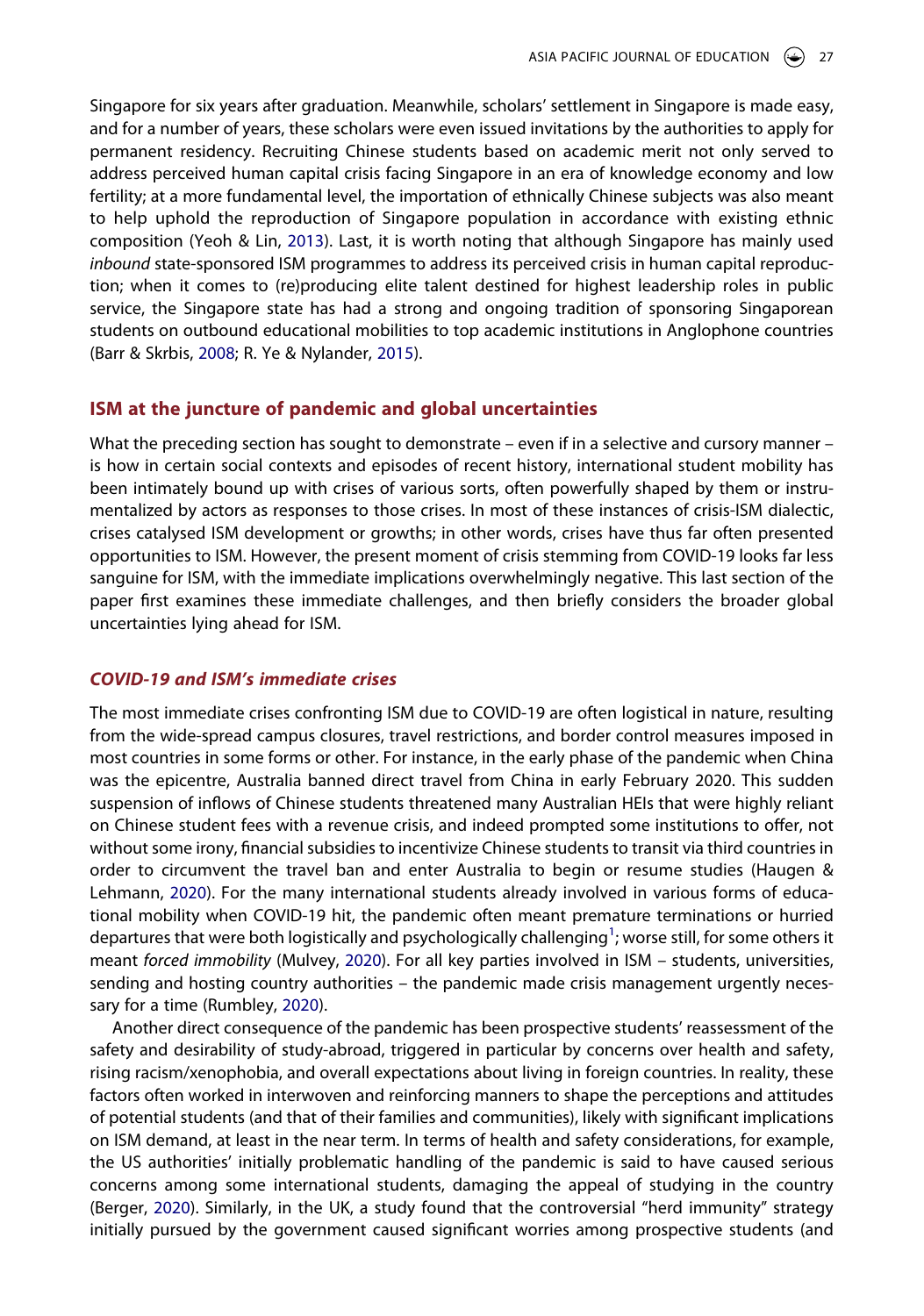Singapore for six years after graduation. Meanwhile, scholars' settlement in Singapore is made easy, and for a number of years, these scholars were even issued invitations by the authorities to apply for permanent residency. Recruiting Chinese students based on academic merit not only served to address perceived human capital crisis facing Singapore in an era of knowledge economy and low fertility; at a more fundamental level, the importation of ethnically Chinese subjects was also meant to help uphold the reproduction of Singapore population in accordance with existing ethnic composition (Yeoh & Lin, 2013). Last, it is worth noting that although Singapore has mainly used *inbound* state-sponsored ISM programmes to address its perceived crisis in human capital reproduction; when it comes to (re)producing elite talent destined for highest leadership roles in public service, the Singapore state has had a strong and ongoing tradition of sponsoring Singaporean students on outbound educational mobilities to top academic institutions in Anglophone countries (Barr & Skrbis, 2008; R. Ye & Nylander, 2015).

## ISM at the juncture of pandemic and global uncertainties

What the preceding section has sought to demonstrate – even if in a selective and cursory manner – is how in certain social contexts and episodes of recent history, international student mobility has been intimately bound up with crises of various sorts, often powerfully shaped by them or instrumentalized by actors as responses to those crises. In most of these instances of crisis-ISM dialectic, crises catalysed ISM development or growths; in other words, crises have thus far often presented opportunities to ISM. However, the present moment of crisis stemming from COVID-19 looks far less sanguine for ISM, with the immediate implications overwhelmingly negative. This last section of the paper first examines these immediate challenges, and then briefly considers the broader global uncertainties lying ahead for ISM.

### *COVID-19 and ISM's immediate crises*

The most immediate crises confronting ISM due to COVID-19 are often logistical in nature, resulting from the wide-spread campus closures, travel restrictions, and border control measures imposed in most countries in some forms or other. For instance, in the early phase of the pandemic when China was the epicentre, Australia banned direct travel from China in early February 2020. This sudden suspension of inflows of Chinese students threatened many Australian HEIs that were highly reliant on Chinese student fees with a revenue crisis, and indeed prompted some institutions to offer, not without some irony, financial subsidies to incentivize Chinese students to transit via third countries in order to circumvent the travel ban and enter Australia to begin or resume studies (Haugen & Lehmann, 2020). For the many international students already involved in various forms of educational mobility when COVID-19 hit, the pandemic often meant premature terminations or hurried departures that were both logistically and psychologically challenging[1]; worse still, for some others it meant *forced immobility* (Mulvey, 2020). For all key parties involved in ISM – students, universities, sending and hosting country authorities – the pandemic made crisis management urgently necessary for a time (Rumbley, 2020).

Another direct consequence of the pandemic has been prospective students' reassessment of the safety and desirability of study-abroad, triggered in particular by concerns over health and safety, rising racism/xenophobia, and overall expectations about living in foreign countries. In reality, these factors often worked in interwoven and reinforcing manners to shape the perceptions and attitudes of potential students (and that of their families and communities), likely with significant implications on ISM demand, at least in the near term. In terms of health and safety considerations, for example, the US authorities' initially problematic handling of the pandemic is said to have caused serious concerns among some international students, damaging the appeal of studying in the country (Berger, 2020). Similarly, in the UK, a study found that the controversial "herd immunity" strategy initially pursued by the government caused significant worries among prospective students (and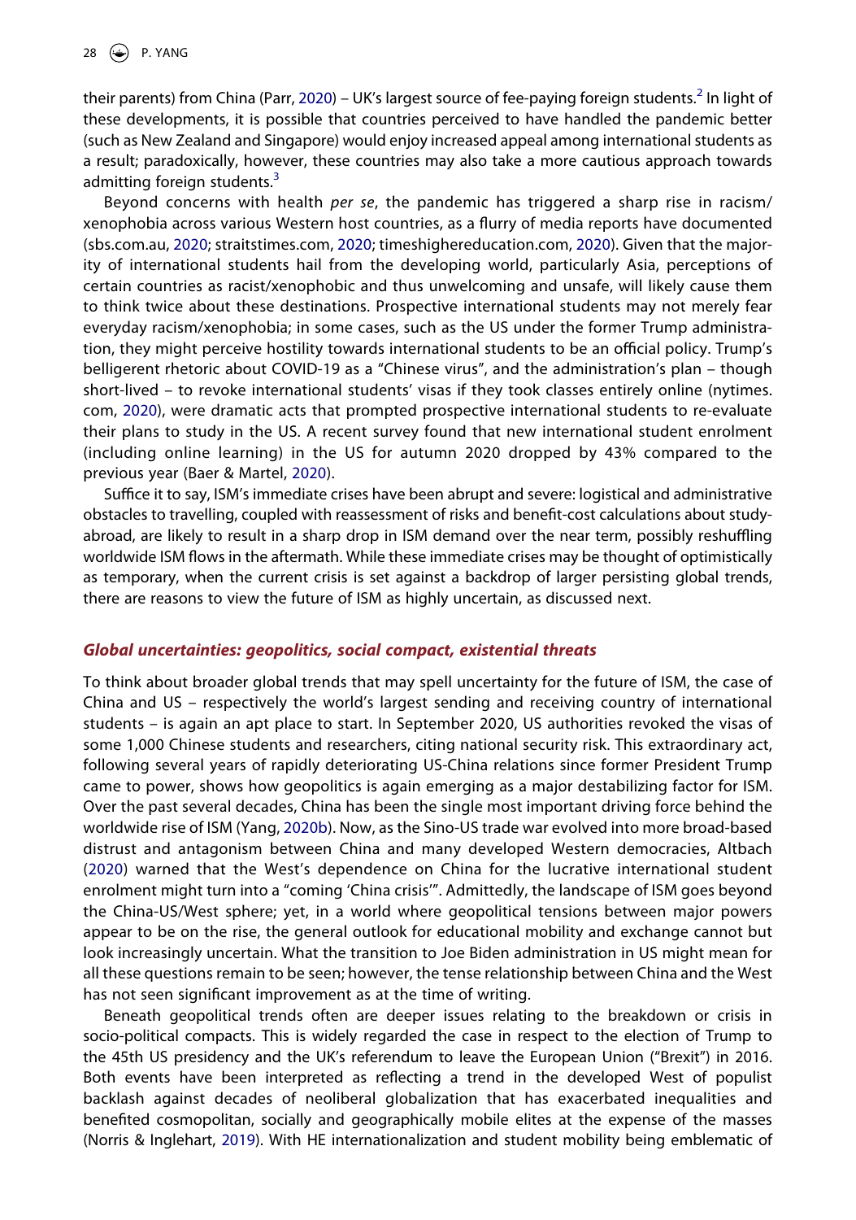their parents) from China (Parr, 2020) – UK's largest source of fee-paying foreign students.[2] In light of these developments, it is possible that countries perceived to have handled the pandemic better (such as New Zealand and Singapore) would enjoy increased appeal among international students as a result; paradoxically, however, these countries may also take a more cautious approach towards admitting foreign students.[3]

Beyond concerns with health *per se*, the pandemic has triggered a sharp rise in racism/xenophobia across various Western host countries, as a flurry of media reports have documented (sbs.com.au, 2020; straitstimes.com, 2020; timeshighereducation.com, 2020). Given that the majority of international students hail from the developing world, particularly Asia, perceptions of certain countries as racist/xenophobic and thus unwelcoming and unsafe, will likely cause them to think twice about these destinations. Prospective international students may not merely fear everyday racism/xenophobia; in some cases, such as the US under the former Trump administration, they might perceive hostility towards international students to be an official policy. Trump's belligerent rhetoric about COVID-19 as a "Chinese virus", and the administration's plan – though short-lived – to revoke international students' visas if they took classes entirely online (nytimes.com, 2020), were dramatic acts that prompted prospective international students to re-evaluate their plans to study in the US. A recent survey found that new international student enrolment (including online learning) in the US for autumn 2020 dropped by 43% compared to the previous year (Baer & Martel, 2020).

Suffice it to say, ISM's immediate crises have been abrupt and severe: logistical and administrative obstacles to travelling, coupled with reassessment of risks and benefit-cost calculations about study-abroad, are likely to result in a sharp drop in ISM demand over the near term, possibly reshuffling worldwide ISM flows in the aftermath. While these immediate crises may be thought of optimistically as temporary, when the current crisis is set against a backdrop of larger persisting global trends, there are reasons to view the future of ISM as highly uncertain, as discussed next.

## *Global uncertainties: geopolitics, social compact, existential threats*

To think about broader global trends that may spell uncertainty for the future of ISM, the case of China and US – respectively the world's largest sending and receiving country of international students – is again an apt place to start. In September 2020, US authorities revoked the visas of some 1,000 Chinese students and researchers, citing national security risk. This extraordinary act, following several years of rapidly deteriorating US-China relations since former President Trump came to power, shows how geopolitics is again emerging as a major destabilizing factor for ISM. Over the past several decades, China has been the single most important driving force behind the worldwide rise of ISM (Yang, 2020b). Now, as the Sino-US trade war evolved into more broad-based distrust and antagonism between China and many developed Western democracies, Altbach (2020) warned that the West's dependence on China for the lucrative international student enrolment might turn into a "coming 'China crisis'". Admittedly, the landscape of ISM goes beyond the China-US/West sphere; yet, in a world where geopolitical tensions between major powers appear to be on the rise, the general outlook for educational mobility and exchange cannot but look increasingly uncertain. What the transition to Joe Biden administration in US might mean for all these questions remain to be seen; however, the tense relationship between China and the West has not seen significant improvement as at the time of writing.

Beneath geopolitical trends often are deeper issues relating to the breakdown or crisis in socio-political compacts. This is widely regarded the case in respect to the election of Trump to the 45th US presidency and the UK's referendum to leave the European Union ("Brexit") in 2016. Both events have been interpreted as reflecting a trend in the developed West of populist backlash against decades of neoliberal globalization that has exacerbated inequalities and benefited cosmopolitan, socially and geographically mobile elites at the expense of the masses (Norris & Inglehart, 2019). With HE internationalization and student mobility being emblematic of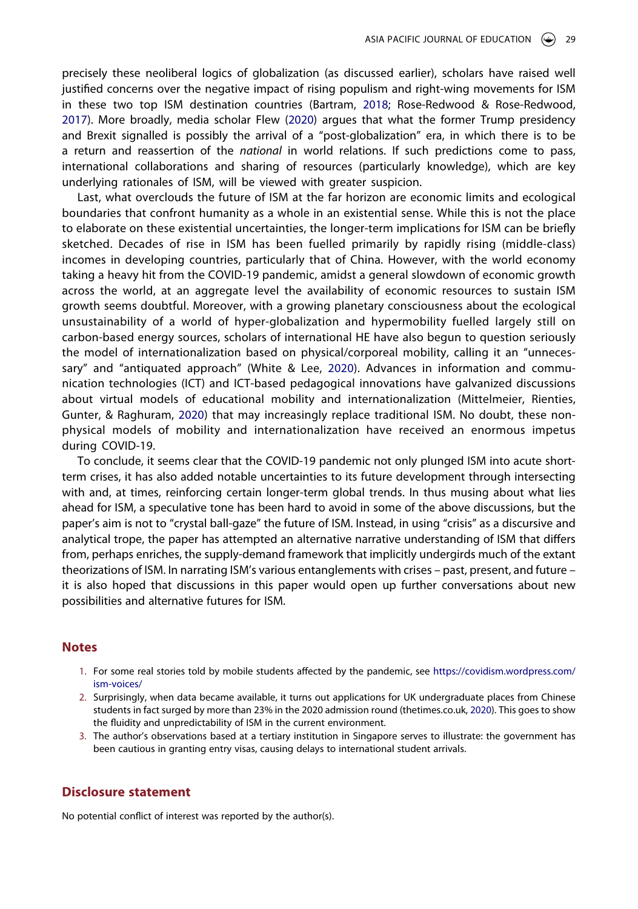precisely these neoliberal logics of globalization (as discussed earlier), scholars have raised well justified concerns over the negative impact of rising populism and right-wing movements for ISM in these two top ISM destination countries (Bartram, 2018; Rose-Redwood & Rose-Redwood, 2017). More broadly, media scholar Flew (2020) argues that what the former Trump presidency and Brexit signalled is possibly the arrival of a "post-globalization" era, in which there is to be a return and reassertion of the *national* in world relations. If such predictions come to pass, international collaborations and sharing of resources (particularly knowledge), which are key underlying rationales of ISM, will be viewed with greater suspicion.

Last, what overclouds the future of ISM at the far horizon are economic limits and ecological boundaries that confront humanity as a whole in an existential sense. While this is not the place to elaborate on these existential uncertainties, the longer-term implications for ISM can be briefly sketched. Decades of rise in ISM has been fuelled primarily by rapidly rising (middle-class) incomes in developing countries, particularly that of China. However, with the world economy taking a heavy hit from the COVID-19 pandemic, amidst a general slowdown of economic growth across the world, at an aggregate level the availability of economic resources to sustain ISM growth seems doubtful. Moreover, with a growing planetary consciousness about the ecological unsustainability of a world of hyper-globalization and hypermobility fuelled largely still on carbon-based energy sources, scholars of international HE have also begun to question seriously the model of internationalization based on physical/corporeal mobility, calling it an "unnecessary" and "antiquated approach" (White & Lee, 2020). Advances in information and communication technologies (ICT) and ICT-based pedagogical innovations have galvanized discussions about virtual models of educational mobility and internationalization (Mittelmeier, Rienties, Gunter, & Raghuram, 2020) that may increasingly replace traditional ISM. No doubt, these non-physical models of mobility and internationalization have received an enormous impetus during COVID-19.

To conclude, it seems clear that the COVID-19 pandemic not only plunged ISM into acute short-term crises, it has also added notable uncertainties to its future development through intersecting with and, at times, reinforcing certain longer-term global trends. In thus musing about what lies ahead for ISM, a speculative tone has been hard to avoid in some of the above discussions, but the paper's aim is not to "crystal ball-gaze" the future of ISM. Instead, in using "crisis" as a discursive and analytical trope, the paper has attempted an alternative narrative understanding of ISM that differs from, perhaps enriches, the supply-demand framework that implicitly undergirds much of the extant theorizations of ISM. In narrating ISM's various entanglements with crises – past, present, and future – it is also hoped that discussions in this paper would open up further conversations about new possibilities and alternative futures for ISM.

## Notes

1. For some real stories told by mobile students affected by the pandemic, see https://covidism.wordpress.com/ism-voices/
2. Surprisingly, when data became available, it turns out applications for UK undergraduate places from Chinese students in fact surged by more than 23% in the 2020 admission round (thetimes.co.uk, 2020). This goes to show the fluidity and unpredictability of ISM in the current environment.
3. The author's observations based at a tertiary institution in Singapore serves to illustrate: the government has been cautious in granting entry visas, causing delays to international student arrivals.

## Disclosure statement

No potential conflict of interest was reported by the author(s).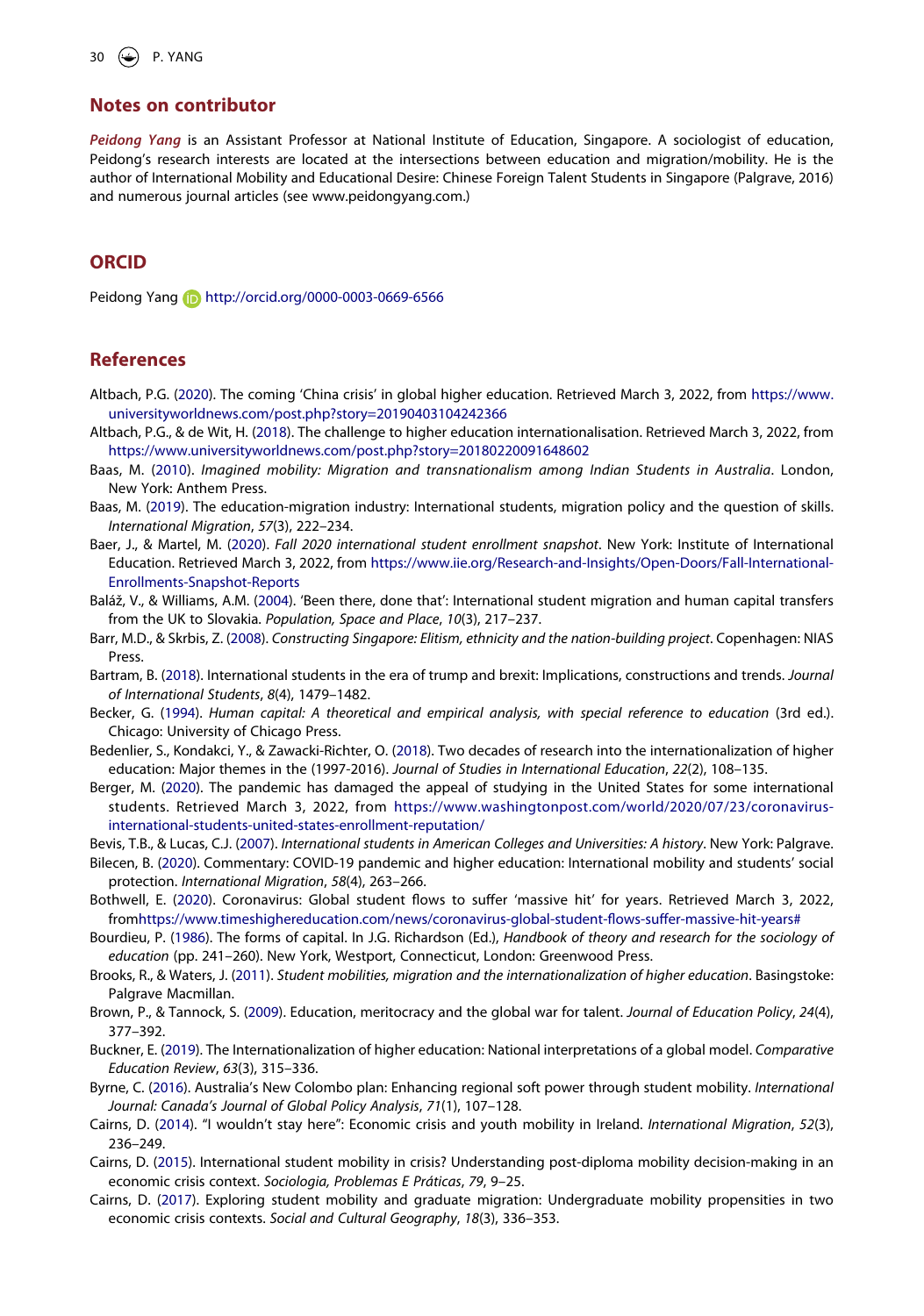## Notes on contributor

***Peidong Yang*** is an Assistant Professor at National Institute of Education, Singapore. A sociologist of education, Peidong's research interests are located at the intersections between education and migration/mobility. He is the author of International Mobility and Educational Desire: Chinese Foreign Talent Students in Singapore (Palgrave, 2016) and numerous journal articles (see www.peidongyang.com.)

## ORCID

Peidong Yang http://orcid.org/0000-0003-0669-6566

## References

Altbach, P.G. (2020). The coming 'China crisis' in global higher education. Retrieved March 3, 2022, from https://www.universityworldnews.com/post.php?story=20190403104242366

Altbach, P.G., & de Wit, H. (2018). The challenge to higher education internationalisation. Retrieved March 3, 2022, from https://www.universityworldnews.com/post.php?story=20180220091648602

Baas, M. (2010). *Imagined mobility: Migration and transnationalism among Indian Students in Australia*. London, New York: Anthem Press.

Baas, M. (2019). The education-migration industry: International students, migration policy and the question of skills. *International Migration*, *57*(3), 222–234.

Baer, J., & Martel, M. (2020). *Fall 2020 international student enrollment snapshot*. New York: Institute of International Education. Retrieved March 3, 2022, from https://www.iie.org/Research-and-Insights/Open-Doors/Fall-International-Enrollments-Snapshot-Reports

Baláž, V., & Williams, A.M. (2004). 'Been there, done that': International student migration and human capital transfers from the UK to Slovakia. *Population, Space and Place*, *10*(3), 217–237.

Barr, M.D., & Skrbis, Z. (2008). *Constructing Singapore: Elitism, ethnicity and the nation-building project*. Copenhagen: NIAS Press.

Bartram, B. (2018). International students in the era of trump and brexit: Implications, constructions and trends. *Journal of International Students*, *8*(4), 1479–1482.

Becker, G. (1994). *Human capital: A theoretical and empirical analysis, with special reference to education* (3rd ed.). Chicago: University of Chicago Press.

Bedenlier, S., Kondakci, Y., & Zawacki-Richter, O. (2018). Two decades of research into the internationalization of higher education: Major themes in the (1997-2016). *Journal of Studies in International Education*, *22*(2), 108–135.

Berger, M. (2020). The pandemic has damaged the appeal of studying in the United States for some international students. Retrieved March 3, 2022, from https://www.washingtonpost.com/world/2020/07/23/coronavirus-international-students-united-states-enrollment-reputation/

Bevis, T.B., & Lucas, C.J. (2007). *International students in American Colleges and Universities: A history*. New York: Palgrave.

Bilecen, B. (2020). Commentary: COVID-19 pandemic and higher education: International mobility and students' social protection. *International Migration*, *58*(4), 263–266.

Bothwell, E. (2020). Coronavirus: Global student flows to suffer 'massive hit' for years. Retrieved March 3, 2022, fromhttps://www.timeshighereducation.com/news/coronavirus-global-student-flows-suffer-massive-hit-years#

Bourdieu, P. (1986). The forms of capital. In J.G. Richardson (Ed.), *Handbook of theory and research for the sociology of education* (pp. 241–260). New York, Westport, Connecticut, London: Greenwood Press.

Brooks, R., & Waters, J. (2011). *Student mobilities, migration and the internationalization of higher education*. Basingstoke: Palgrave Macmillan.

Brown, P., & Tannock, S. (2009). Education, meritocracy and the global war for talent. *Journal of Education Policy*, *24*(4), 377–392.

Buckner, E. (2019). The Internationalization of higher education: National interpretations of a global model. *Comparative Education Review*, *63*(3), 315–336.

Byrne, C. (2016). Australia's New Colombo plan: Enhancing regional soft power through student mobility. *International Journal: Canada's Journal of Global Policy Analysis*, *71*(1), 107–128.

Cairns, D. (2014). "I wouldn't stay here": Economic crisis and youth mobility in Ireland. *International Migration*, *52*(3), 236–249.

Cairns, D. (2015). International student mobility in crisis? Understanding post-diploma mobility decision-making in an economic crisis context. *Sociologia, Problemas E Práticas*, *79*, 9–25.

Cairns, D. (2017). Exploring student mobility and graduate migration: Undergraduate mobility propensities in two economic crisis contexts. *Social and Cultural Geography*, *18*(3), 336–353.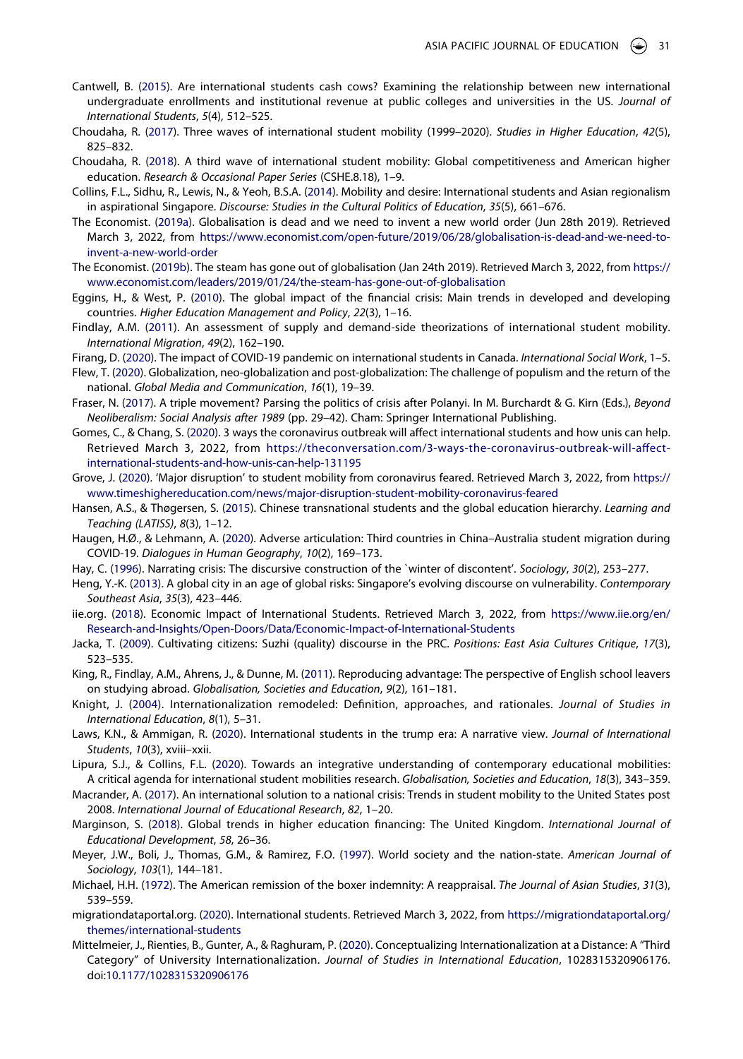Cantwell, B. (2015). Are international students cash cows? Examining the relationship between new international undergraduate enrollments and institutional revenue at public colleges and universities in the US. *Journal of International Students*, *5*(4), 512–525.

Choudaha, R. (2017). Three waves of international student mobility (1999–2020). *Studies in Higher Education*, *42*(5), 825–832.

Choudaha, R. (2018). A third wave of international student mobility: Global competitiveness and American higher education. *Research & Occasional Paper Series* (CSHE.8.18), 1–9.

Collins, F.L., Sidhu, R., Lewis, N., & Yeoh, B.S.A. (2014). Mobility and desire: International students and Asian regionalism in aspirational Singapore. *Discourse: Studies in the Cultural Politics of Education*, *35*(5), 661–676.

The Economist. (2019a). Globalisation is dead and we need to invent a new world order (Jun 28th 2019). Retrieved March 3, 2022, from https://www.economist.com/open-future/2019/06/28/globalisation-is-dead-and-we-need-to-invent-a-new-world-order

The Economist. (2019b). The steam has gone out of globalisation (Jan 24th 2019). Retrieved March 3, 2022, from https://www.economist.com/leaders/2019/01/24/the-steam-has-gone-out-of-globalisation

Eggins, H., & West, P. (2010). The global impact of the financial crisis: Main trends in developed and developing countries. *Higher Education Management and Policy*, *22*(3), 1–16.

Findlay, A.M. (2011). An assessment of supply and demand-side theorizations of international student mobility. *International Migration*, *49*(2), 162–190.

Firang, D. (2020). The impact of COVID-19 pandemic on international students in Canada. *International Social Work*, 1–5.

Flew, T. (2020). Globalization, neo-globalization and post-globalization: The challenge of populism and the return of the national. *Global Media and Communication*, *16*(1), 19–39.

Fraser, N. (2017). A triple movement? Parsing the politics of crisis after Polanyi. In M. Burchardt & G. Kirn (Eds.), *Beyond Neoliberalism: Social Analysis after 1989* (pp. 29–42). Cham: Springer International Publishing.

Gomes, C., & Chang, S. (2020). 3 ways the coronavirus outbreak will affect international students and how unis can help. Retrieved March 3, 2022, from https://theconversation.com/3-ways-the-coronavirus-outbreak-will-affect-international-students-and-how-unis-can-help-131195

Grove, J. (2020). 'Major disruption' to student mobility from coronavirus feared. Retrieved March 3, 2022, from https://www.timeshighereducation.com/news/major-disruption-student-mobility-coronavirus-feared

Hansen, A.S., & Thøgersen, S. (2015). Chinese transnational students and the global education hierarchy. *Learning and Teaching (LATISS)*, *8*(3), 1–12.

Haugen, H.Ø., & Lehmann, A. (2020). Adverse articulation: Third countries in China–Australia student migration during COVID-19. *Dialogues in Human Geography*, *10*(2), 169–173.

Hay, C. (1996). Narrating crisis: The discursive construction of the `winter of discontent'. *Sociology*, *30*(2), 253–277.

Heng, Y.-K. (2013). A global city in an age of global risks: Singapore's evolving discourse on vulnerability. *Contemporary Southeast Asia*, *35*(3), 423–446.

iie.org. (2018). Economic Impact of International Students. Retrieved March 3, 2022, from https://www.iie.org/en/Research-and-Insights/Open-Doors/Data/Economic-Impact-of-International-Students

Jacka, T. (2009). Cultivating citizens: Suzhi (quality) discourse in the PRC. *Positions: East Asia Cultures Critique*, *17*(3), 523–535.

King, R., Findlay, A.M., Ahrens, J., & Dunne, M. (2011). Reproducing advantage: The perspective of English school leavers on studying abroad. *Globalisation, Societies and Education*, *9*(2), 161–181.

Knight, J. (2004). Internationalization remodeled: Definition, approaches, and rationales. *Journal of Studies in International Education*, *8*(1), 5–31.

Laws, K.N., & Ammigan, R. (2020). International students in the trump era: A narrative view. *Journal of International Students*, *10*(3), xviii–xxii.

Lipura, S.J., & Collins, F.L. (2020). Towards an integrative understanding of contemporary educational mobilities: A critical agenda for international student mobilities research. *Globalisation, Societies and Education*, *18*(3), 343–359.

Macrander, A. (2017). An international solution to a national crisis: Trends in student mobility to the United States post 2008. *International Journal of Educational Research*, *82*, 1–20.

Marginson, S. (2018). Global trends in higher education financing: The United Kingdom. *International Journal of Educational Development*, *58*, 26–36.

Meyer, J.W., Boli, J., Thomas, G.M., & Ramirez, F.O. (1997). World society and the nation-state. *American Journal of Sociology*, *103*(1), 144–181.

Michael, H.H. (1972). The American remission of the boxer indemnity: A reappraisal. *The Journal of Asian Studies*, *31*(3), 539–559.

migrationdataportal.org. (2020). International students. Retrieved March 3, 2022, from https://migrationdataportal.org/themes/international-students

Mittelmeier, J., Rienties, B., Gunter, A., & Raghuram, P. (2020). Conceptualizing Internationalization at a Distance: A "Third Category" of University Internationalization. *Journal of Studies in International Education*, 1028315320906176. doi:10.1177/1028315320906176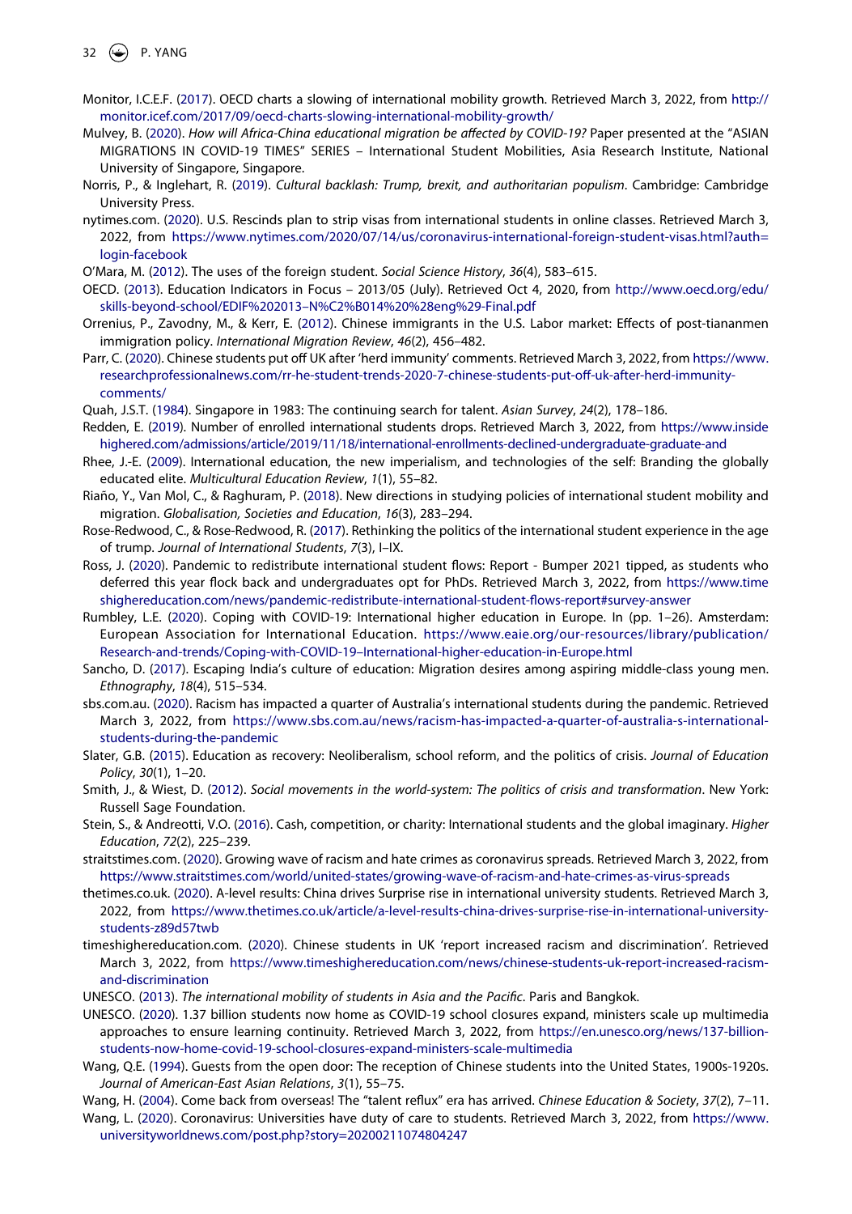Monitor, I.C.E.F. (2017). OECD charts a slowing of international mobility growth. Retrieved March 3, 2022, from http://monitor.icef.com/2017/09/oecd-charts-slowing-international-mobility-growth/

Mulvey, B. (2020). *How will Africa-China educational migration be affected by COVID-19?* Paper presented at the "ASIAN MIGRATIONS IN COVID-19 TIMES" SERIES – International Student Mobilities, Asia Research Institute, National University of Singapore, Singapore.

Norris, P., & Inglehart, R. (2019). *Cultural backlash: Trump, brexit, and authoritarian populism*. Cambridge: Cambridge University Press.

nytimes.com. (2020). U.S. Rescinds plan to strip visas from international students in online classes. Retrieved March 3, 2022, from https://www.nytimes.com/2020/07/14/us/coronavirus-international-foreign-student-visas.html?auth=login-facebook

O'Mara, M. (2012). The uses of the foreign student. *Social Science History*, *36*(4), 583–615.

OECD. (2013). Education Indicators in Focus – 2013/05 (July). Retrieved Oct 4, 2020, from http://www.oecd.org/edu/skills-beyond-school/EDIF%202013–N%C2%B014%20%28eng%29-Final.pdf

Orrenius, P., Zavodny, M., & Kerr, E. (2012). Chinese immigrants in the U.S. Labor market: Effects of post-tiananmen immigration policy. *International Migration Review*, *46*(2), 456–482.

Parr, C. (2020). Chinese students put off UK after 'herd immunity' comments. Retrieved March 3, 2022, from https://www.researchprofessionalnews.com/rr-he-student-trends-2020-7-chinese-students-put-off-uk-after-herd-immunity-comments/

Quah, J.S.T. (1984). Singapore in 1983: The continuing search for talent. *Asian Survey*, *24*(2), 178–186.

Redden, E. (2019). Number of enrolled international students drops. Retrieved March 3, 2022, from https://www.insidehighered.com/admissions/article/2019/11/18/international-enrollments-declined-undergraduate-graduate-and

Rhee, J.-E. (2009). International education, the new imperialism, and technologies of the self: Branding the globally educated elite. *Multicultural Education Review*, *1*(1), 55–82.

Riaño, Y., Van Mol, C., & Raghuram, P. (2018). New directions in studying policies of international student mobility and migration. *Globalisation, Societies and Education*, *16*(3), 283–294.

Rose-Redwood, C., & Rose-Redwood, R. (2017). Rethinking the politics of the international student experience in the age of trump. *Journal of International Students*, *7*(3), I–IX.

Ross, J. (2020). Pandemic to redistribute international student flows: Report - Bumper 2021 tipped, as students who deferred this year flock back and undergraduates opt for PhDs. Retrieved March 3, 2022, from https://www.timeshighereducation.com/news/pandemic-redistribute-international-student-flows-report#survey-answer

Rumbley, L.E. (2020). Coping with COVID-19: International higher education in Europe. In (pp. 1–26). Amsterdam: European Association for International Education. https://www.eaie.org/our-resources/library/publication/Research-and-trends/Coping-with-COVID-19–International-higher-education-in-Europe.html

Sancho, D. (2017). Escaping India's culture of education: Migration desires among aspiring middle-class young men. *Ethnography*, *18*(4), 515–534.

sbs.com.au. (2020). Racism has impacted a quarter of Australia's international students during the pandemic. Retrieved March 3, 2022, from https://www.sbs.com.au/news/racism-has-impacted-a-quarter-of-australia-s-international-students-during-the-pandemic

Slater, G.B. (2015). Education as recovery: Neoliberalism, school reform, and the politics of crisis. *Journal of Education Policy*, *30*(1), 1–20.

Smith, J., & Wiest, D. (2012). *Social movements in the world-system: The politics of crisis and transformation*. New York: Russell Sage Foundation.

Stein, S., & Andreotti, V.O. (2016). Cash, competition, or charity: International students and the global imaginary. *Higher Education*, *72*(2), 225–239.

straitstimes.com. (2020). Growing wave of racism and hate crimes as coronavirus spreads. Retrieved March 3, 2022, from https://www.straitstimes.com/world/united-states/growing-wave-of-racism-and-hate-crimes-as-virus-spreads

thetimes.co.uk. (2020). A-level results: China drives Surprise rise in international university students. Retrieved March 3, 2022, from https://www.thetimes.co.uk/article/a-level-results-china-drives-surprise-rise-in-international-university-students-z89d57twb

timeshighereducation.com. (2020). Chinese students in UK 'report increased racism and discrimination'. Retrieved March 3, 2022, from https://www.timeshighereducation.com/news/chinese-students-uk-report-increased-racism-and-discrimination

UNESCO. (2013). *The international mobility of students in Asia and the Pacific*. Paris and Bangkok.

UNESCO. (2020). 1.37 billion students now home as COVID-19 school closures expand, ministers scale up multimedia approaches to ensure learning continuity. Retrieved March 3, 2022, from https://en.unesco.org/news/137-billion-students-now-home-covid-19-school-closures-expand-ministers-scale-multimedia

Wang, Q.E. (1994). Guests from the open door: The reception of Chinese students into the United States, 1900s-1920s. *Journal of American-East Asian Relations*, *3*(1), 55–75.

Wang, H. (2004). Come back from overseas! The "talent reflux" era has arrived. *Chinese Education & Society*, *37*(2), 7–11.

Wang, L. (2020). Coronavirus: Universities have duty of care to students. Retrieved March 3, 2022, from https://www.universityworldnews.com/post.php?story=20200211074804247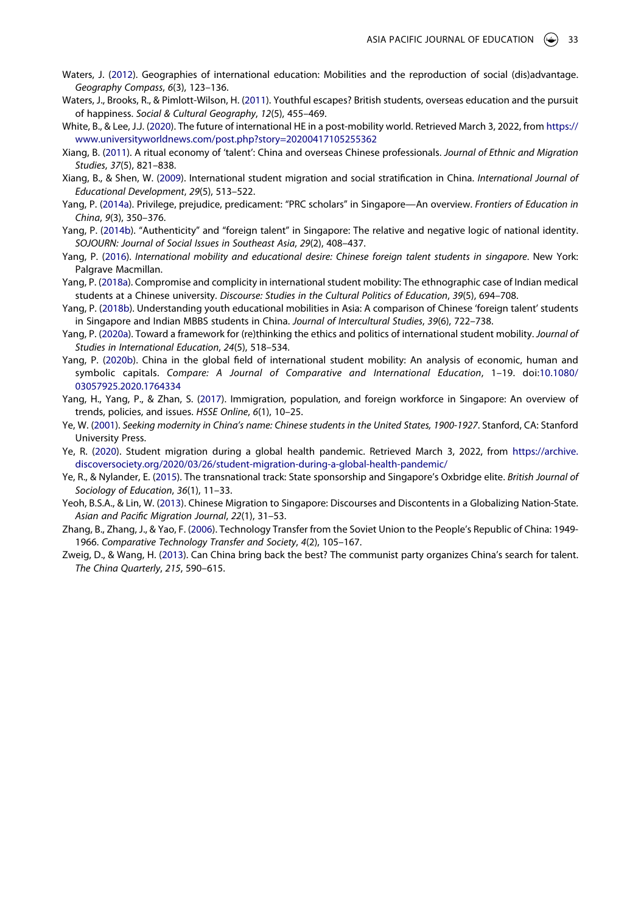Waters, J. (2012). Geographies of international education: Mobilities and the reproduction of social (dis)advantage. *Geography Compass*, *6*(3), 123–136.

Waters, J., Brooks, R., & Pimlott-Wilson, H. (2011). Youthful escapes? British students, overseas education and the pursuit of happiness. *Social & Cultural Geography*, *12*(5), 455–469.

White, B., & Lee, J.J. (2020). The future of international HE in a post-mobility world. Retrieved March 3, 2022, from https://www.universityworldnews.com/post.php?story=20200417105255362

Xiang, B. (2011). A ritual economy of 'talent': China and overseas Chinese professionals. *Journal of Ethnic and Migration Studies*, *37*(5), 821–838.

Xiang, B., & Shen, W. (2009). International student migration and social stratification in China. *International Journal of Educational Development*, *29*(5), 513–522.

Yang, P. (2014a). Privilege, prejudice, predicament: "PRC scholars" in Singapore—An overview. *Frontiers of Education in China*, *9*(3), 350–376.

Yang, P. (2014b). "Authenticity" and "foreign talent" in Singapore: The relative and negative logic of national identity. *SOJOURN: Journal of Social Issues in Southeast Asia*, *29*(2), 408–437.

Yang, P. (2016). *International mobility and educational desire: Chinese foreign talent students in singapore*. New York: Palgrave Macmillan.

Yang, P. (2018a). Compromise and complicity in international student mobility: The ethnographic case of Indian medical students at a Chinese university. *Discourse: Studies in the Cultural Politics of Education*, *39*(5), 694–708.

Yang, P. (2018b). Understanding youth educational mobilities in Asia: A comparison of Chinese 'foreign talent' students in Singapore and Indian MBBS students in China. *Journal of Intercultural Studies*, *39*(6), 722–738.

Yang, P. (2020a). Toward a framework for (re)thinking the ethics and politics of international student mobility. *Journal of Studies in International Education*, *24*(5), 518–534.

Yang, P. (2020b). China in the global field of international student mobility: An analysis of economic, human and symbolic capitals. *Compare: A Journal of Comparative and International Education*, 1–19. doi:10.1080/03057925.2020.1764334

Yang, H., Yang, P., & Zhan, S. (2017). Immigration, population, and foreign workforce in Singapore: An overview of trends, policies, and issues. *HSSE Online*, *6*(1), 10–25.

Ye, W. (2001). *Seeking modernity in China's name: Chinese students in the United States, 1900-1927*. Stanford, CA: Stanford University Press.

Ye, R. (2020). Student migration during a global health pandemic. Retrieved March 3, 2022, from https://archive.discoversociety.org/2020/03/26/student-migration-during-a-global-health-pandemic/

Ye, R., & Nylander, E. (2015). The transnational track: State sponsorship and Singapore's Oxbridge elite. *British Journal of Sociology of Education*, *36*(1), 11–33.

Yeoh, B.S.A., & Lin, W. (2013). Chinese Migration to Singapore: Discourses and Discontents in a Globalizing Nation-State. *Asian and Pacific Migration Journal*, *22*(1), 31–53.

Zhang, B., Zhang, J., & Yao, F. (2006). Technology Transfer from the Soviet Union to the People's Republic of China: 1949-1966. *Comparative Technology Transfer and Society*, *4*(2), 105–167.

Zweig, D., & Wang, H. (2013). Can China bring back the best? The communist party organizes China's search for talent. *The China Quarterly*, *215*, 590–615.